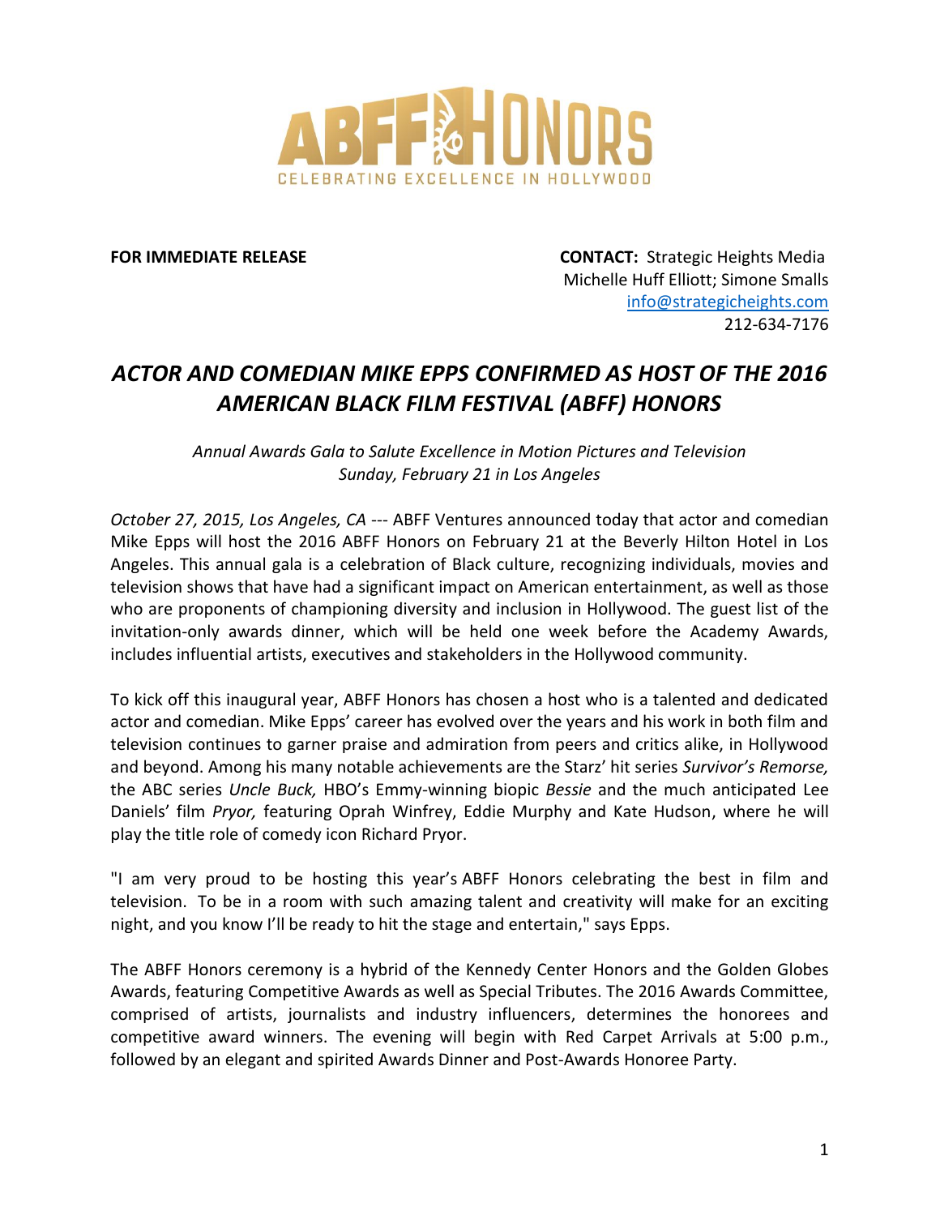ABFF HONORS

CELEBRATING EXCELLENCE IN HOLLYWOOD

**FOR IMMEDIATE RELEASE**

**CONTACT:** Strategic Heights Media
Michelle Huff Elliott; Simone Smalls
info@strategicheights.com
212-634-7176

# *ACTOR AND COMEDIAN MIKE EPPS CONFIRMED AS HOST OF THE 2016 AMERICAN BLACK FILM FESTIVAL (ABFF) HONORS*

*Annual Awards Gala to Salute Excellence in Motion Pictures and Television*
*Sunday, February 21 in Los Angeles*

*October 27, 2015, Los Angeles, CA* --- ABFF Ventures announced today that actor and comedian Mike Epps will host the 2016 ABFF Honors on February 21 at the Beverly Hilton Hotel in Los Angeles. This annual gala is a celebration of Black culture, recognizing individuals, movies and television shows that have had a significant impact on American entertainment, as well as those who are proponents of championing diversity and inclusion in Hollywood. The guest list of the invitation-only awards dinner, which will be held one week before the Academy Awards, includes influential artists, executives and stakeholders in the Hollywood community.

To kick off this inaugural year, ABFF Honors has chosen a host who is a talented and dedicated actor and comedian. Mike Epps' career has evolved over the years and his work in both film and television continues to garner praise and admiration from peers and critics alike, in Hollywood and beyond. Among his many notable achievements are the Starz' hit series *Survivor's Remorse,* the ABC series *Uncle Buck,* HBO's Emmy-winning biopic *Bessie* and the much anticipated Lee Daniels' film *Pryor,* featuring Oprah Winfrey, Eddie Murphy and Kate Hudson, where he will play the title role of comedy icon Richard Pryor.

"I am very proud to be hosting this year's ABFF Honors celebrating the best in film and television. To be in a room with such amazing talent and creativity will make for an exciting night, and you know I'll be ready to hit the stage and entertain," says Epps.

The ABFF Honors ceremony is a hybrid of the Kennedy Center Honors and the Golden Globes Awards, featuring Competitive Awards as well as Special Tributes. The 2016 Awards Committee, comprised of artists, journalists and industry influencers, determines the honorees and competitive award winners. The evening will begin with Red Carpet Arrivals at 5:00 p.m., followed by an elegant and spirited Awards Dinner and Post-Awards Honoree Party.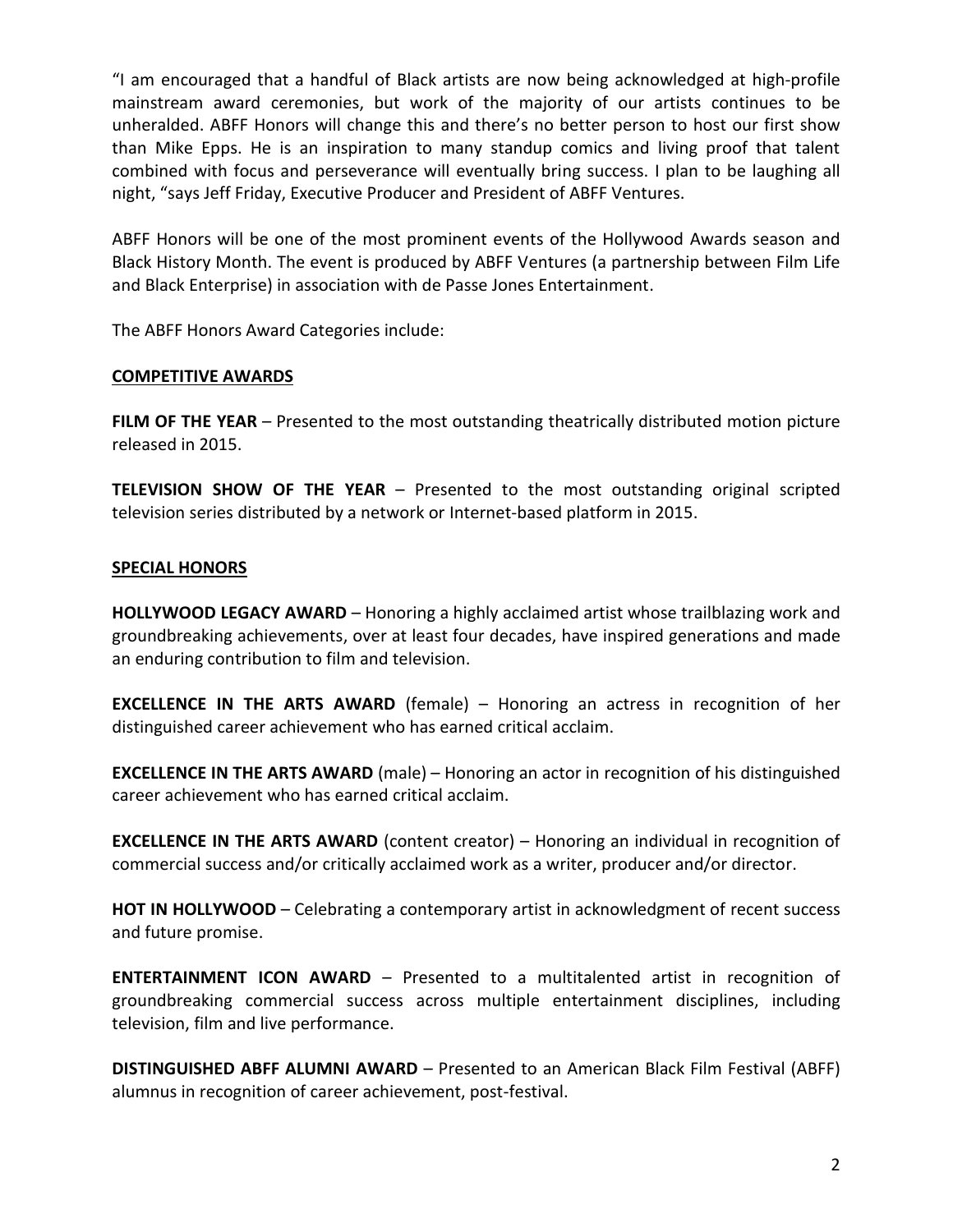"I am encouraged that a handful of Black artists are now being acknowledged at high-profile mainstream award ceremonies, but work of the majority of our artists continues to be unheralded. ABFF Honors will change this and there's no better person to host our first show than Mike Epps. He is an inspiration to many standup comics and living proof that talent combined with focus and perseverance will eventually bring success. I plan to be laughing all night, "says Jeff Friday, Executive Producer and President of ABFF Ventures.

ABFF Honors will be one of the most prominent events of the Hollywood Awards season and Black History Month. The event is produced by ABFF Ventures (a partnership between Film Life and Black Enterprise) in association with de Passe Jones Entertainment.

The ABFF Honors Award Categories include:

**COMPETITIVE AWARDS**

**FILM OF THE YEAR** – Presented to the most outstanding theatrically distributed motion picture released in 2015.

**TELEVISION SHOW OF THE YEAR** – Presented to the most outstanding original scripted television series distributed by a network or Internet-based platform in 2015.

**SPECIAL HONORS**

**HOLLYWOOD LEGACY AWARD** – Honoring a highly acclaimed artist whose trailblazing work and groundbreaking achievements, over at least four decades, have inspired generations and made an enduring contribution to film and television.

**EXCELLENCE IN THE ARTS AWARD** (female) – Honoring an actress in recognition of her distinguished career achievement who has earned critical acclaim.

**EXCELLENCE IN THE ARTS AWARD** (male) – Honoring an actor in recognition of his distinguished career achievement who has earned critical acclaim.

**EXCELLENCE IN THE ARTS AWARD** (content creator) – Honoring an individual in recognition of commercial success and/or critically acclaimed work as a writer, producer and/or director.

**HOT IN HOLLYWOOD** – Celebrating a contemporary artist in acknowledgment of recent success and future promise.

**ENTERTAINMENT ICON AWARD** – Presented to a multitalented artist in recognition of groundbreaking commercial success across multiple entertainment disciplines, including television, film and live performance.

**DISTINGUISHED ABFF ALUMNI AWARD** – Presented to an American Black Film Festival (ABFF) alumnus in recognition of career achievement, post-festival.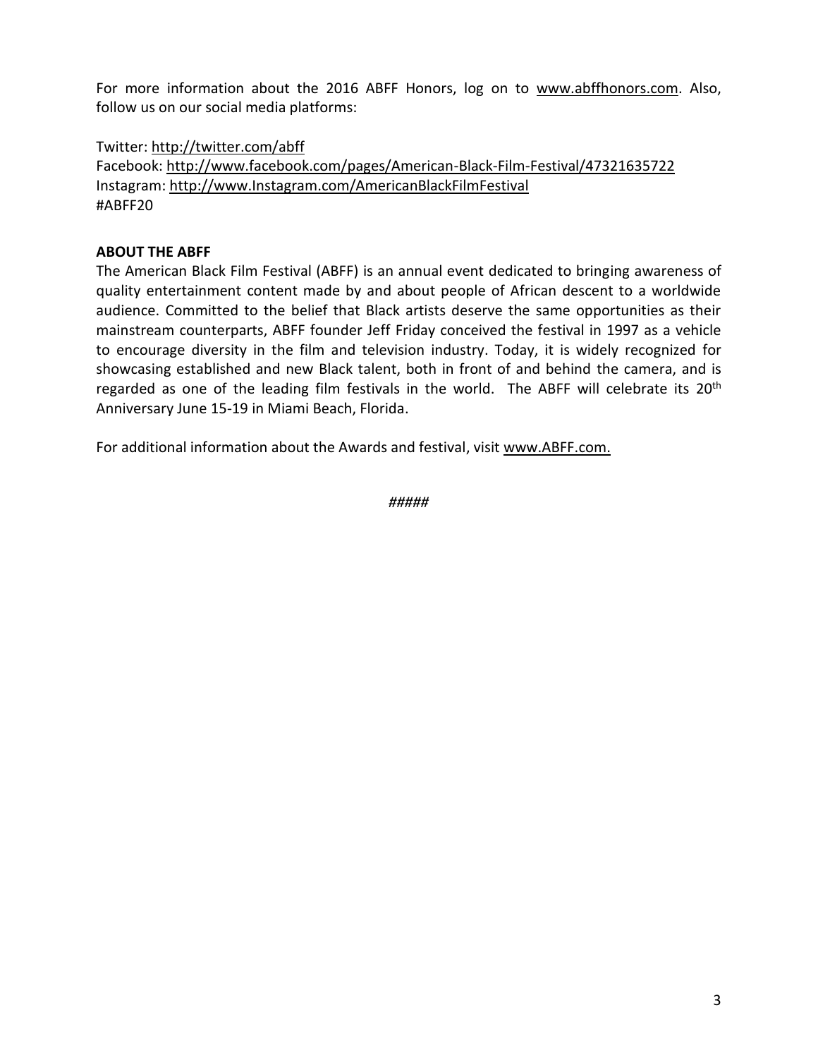For more information about the 2016 ABFF Honors, log on to www.abffhonors.com. Also, follow us on our social media platforms:

Twitter: http://twitter.com/abff
Facebook: http://www.facebook.com/pages/American-Black-Film-Festival/47321635722
Instagram: http://www.Instagram.com/AmericanBlackFilmFestival
#ABFF20

**ABOUT THE ABFF**

The American Black Film Festival (ABFF) is an annual event dedicated to bringing awareness of quality entertainment content made by and about people of African descent to a worldwide audience. Committed to the belief that Black artists deserve the same opportunities as their mainstream counterparts, ABFF founder Jeff Friday conceived the festival in 1997 as a vehicle to encourage diversity in the film and television industry. Today, it is widely recognized for showcasing established and new Black talent, both in front of and behind the camera, and is regarded as one of the leading film festivals in the world. The ABFF will celebrate its 20th Anniversary June 15-19 in Miami Beach, Florida.

For additional information about the Awards and festival, visit www.ABFF.com.

*#####*